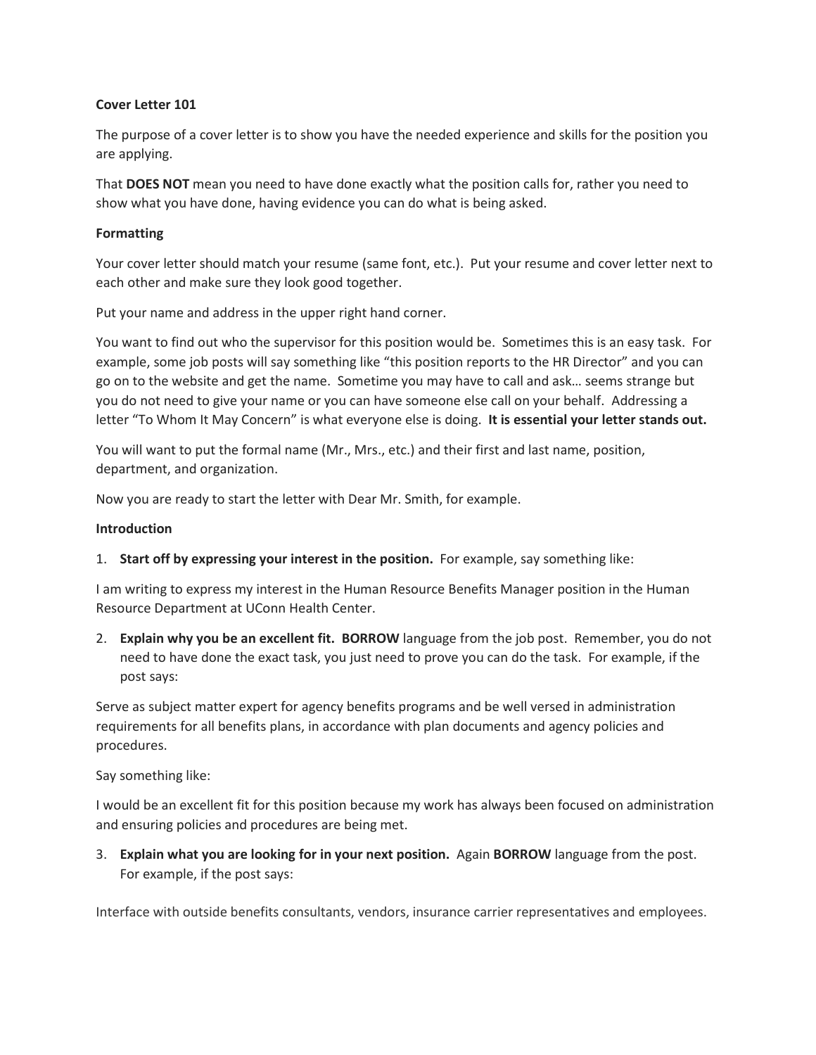**Cover Letter 101**

The purpose of a cover letter is to show you have the needed experience and skills for the position you are applying.

That **DOES NOT** mean you need to have done exactly what the position calls for, rather you need to show what you have done, having evidence you can do what is being asked.

**Formatting**

Your cover letter should match your resume (same font, etc.). Put your resume and cover letter next to each other and make sure they look good together.

Put your name and address in the upper right hand corner.

You want to find out who the supervisor for this position would be. Sometimes this is an easy task. For example, some job posts will say something like "this position reports to the HR Director" and you can go on to the website and get the name. Sometime you may have to call and ask… seems strange but you do not need to give your name or you can have someone else call on your behalf. Addressing a letter "To Whom It May Concern" is what everyone else is doing. **It is essential your letter stands out.**

You will want to put the formal name (Mr., Mrs., etc.) and their first and last name, position, department, and organization.

Now you are ready to start the letter with Dear Mr. Smith, for example.

**Introduction**

1. **Start off by expressing your interest in the position.** For example, say something like:

I am writing to express my interest in the Human Resource Benefits Manager position in the Human Resource Department at UConn Health Center.

2. **Explain why you be an excellent fit. BORROW** language from the job post. Remember, you do not need to have done the exact task, you just need to prove you can do the task. For example, if the post says:

Serve as subject matter expert for agency benefits programs and be well versed in administration requirements for all benefits plans, in accordance with plan documents and agency policies and procedures.

Say something like:

I would be an excellent fit for this position because my work has always been focused on administration and ensuring policies and procedures are being met.

3. **Explain what you are looking for in your next position.** Again **BORROW** language from the post. For example, if the post says:

Interface with outside benefits consultants, vendors, insurance carrier representatives and employees.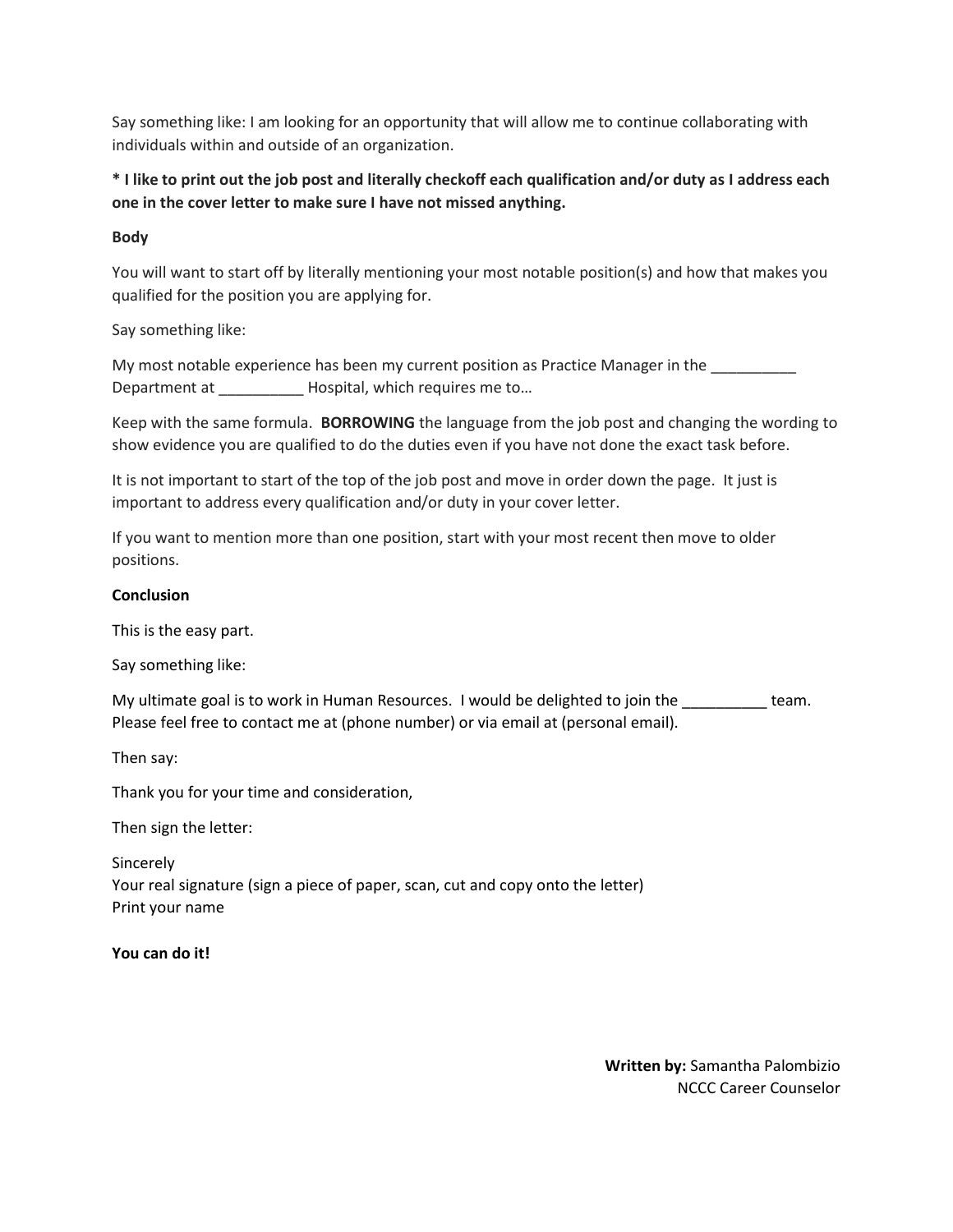Say something like: I am looking for an opportunity that will allow me to continue collaborating with individuals within and outside of an organization.

**\* I like to print out the job post and literally checkoff each qualification and/or duty as I address each one in the cover letter to make sure I have not missed anything.**

**Body**

You will want to start off by literally mentioning your most notable position(s) and how that makes you qualified for the position you are applying for.

Say something like:

My most notable experience has been my current position as Practice Manager in the __________ Department at __________ Hospital, which requires me to…

Keep with the same formula. **BORROWING** the language from the job post and changing the wording to show evidence you are qualified to do the duties even if you have not done the exact task before.

It is not important to start of the top of the job post and move in order down the page. It just is important to address every qualification and/or duty in your cover letter.

If you want to mention more than one position, start with your most recent then move to older positions.

**Conclusion**

This is the easy part.

Say something like:

My ultimate goal is to work in Human Resources. I would be delighted to join the __________ team. Please feel free to contact me at (phone number) or via email at (personal email).

Then say:

Thank you for your time and consideration,

Then sign the letter:

Sincerely
Your real signature (sign a piece of paper, scan, cut and copy onto the letter)
Print your name

**You can do it!**

**Written by:** Samantha Palombizio
NCCC Career Counselor